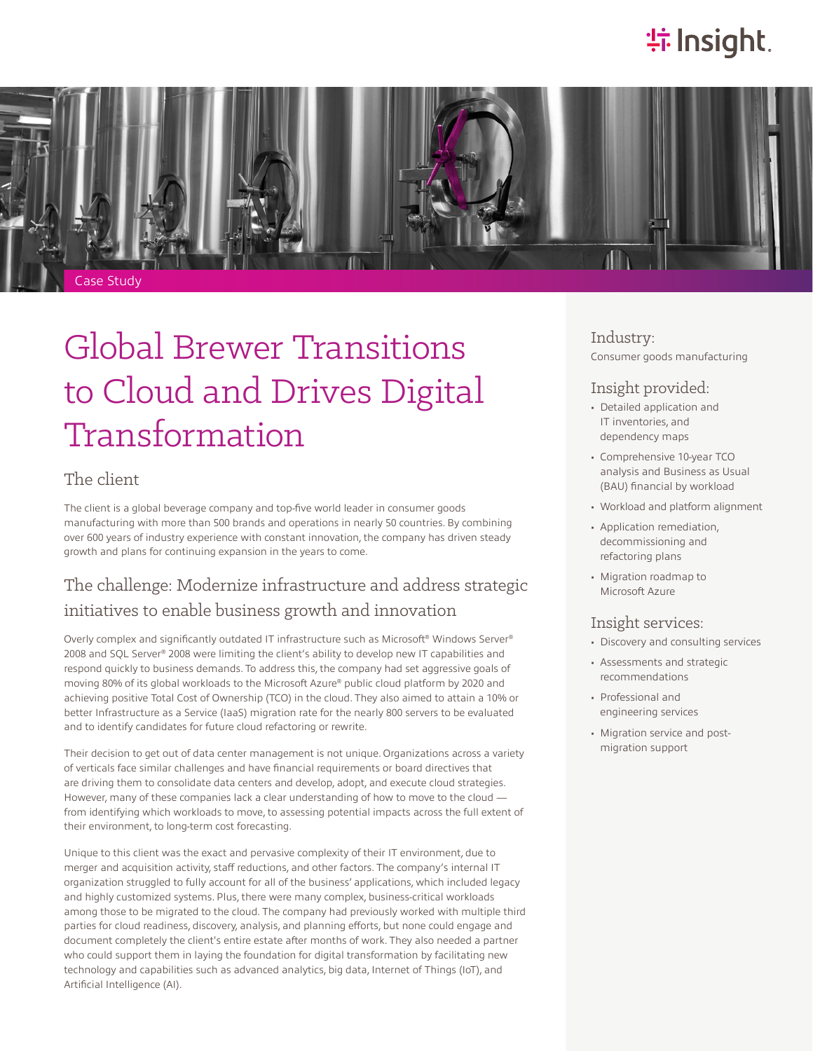Case Study

# Global Brewer Transitions to Cloud and Drives Digital Transformation

## The client

The client is a global beverage company and top-five world leader in consumer goods manufacturing with more than 500 brands and operations in nearly 50 countries. By combining over 600 years of industry experience with constant innovation, the company has driven steady growth and plans for continuing expansion in the years to come.

## The challenge: Modernize infrastructure and address strategic initiatives to enable business growth and innovation

Overly complex and significantly outdated IT infrastructure such as Microsoft® Windows Server® 2008 and SQL Server® 2008 were limiting the client's ability to develop new IT capabilities and respond quickly to business demands. To address this, the company had set aggressive goals of moving 80% of its global workloads to the Microsoft Azure® public cloud platform by 2020 and achieving positive Total Cost of Ownership (TCO) in the cloud. They also aimed to attain a 10% or better Infrastructure as a Service (IaaS) migration rate for the nearly 800 servers to be evaluated and to identify candidates for future cloud refactoring or rewrite.

Their decision to get out of data center management is not unique. Organizations across a variety of verticals face similar challenges and have financial requirements or board directives that are driving them to consolidate data centers and develop, adopt, and execute cloud strategies. However, many of these companies lack a clear understanding of how to move to the cloud — from identifying which workloads to move, to assessing potential impacts across the full extent of their environment, to long-term cost forecasting.

Unique to this client was the exact and pervasive complexity of their IT environment, due to merger and acquisition activity, staff reductions, and other factors. The company's internal IT organization struggled to fully account for all of the business' applications, which included legacy and highly customized systems. Plus, there were many complex, business-critical workloads among those to be migrated to the cloud. The company had previously worked with multiple third parties for cloud readiness, discovery, analysis, and planning efforts, but none could engage and document completely the client's entire estate after months of work. They also needed a partner who could support them in laying the foundation for digital transformation by facilitating new technology and capabilities such as advanced analytics, big data, Internet of Things (IoT), and Artificial Intelligence (AI).

### Industry:

Consumer goods manufacturing

### Insight provided:

- Detailed application and IT inventories, and dependency maps
- Comprehensive 10-year TCO analysis and Business as Usual (BAU) financial by workload
- Workload and platform alignment
- Application remediation, decommissioning and refactoring plans
- Migration roadmap to Microsoft Azure

### Insight services:

- Discovery and consulting services
- Assessments and strategic recommendations
- Professional and engineering services
- Migration service and post-migration support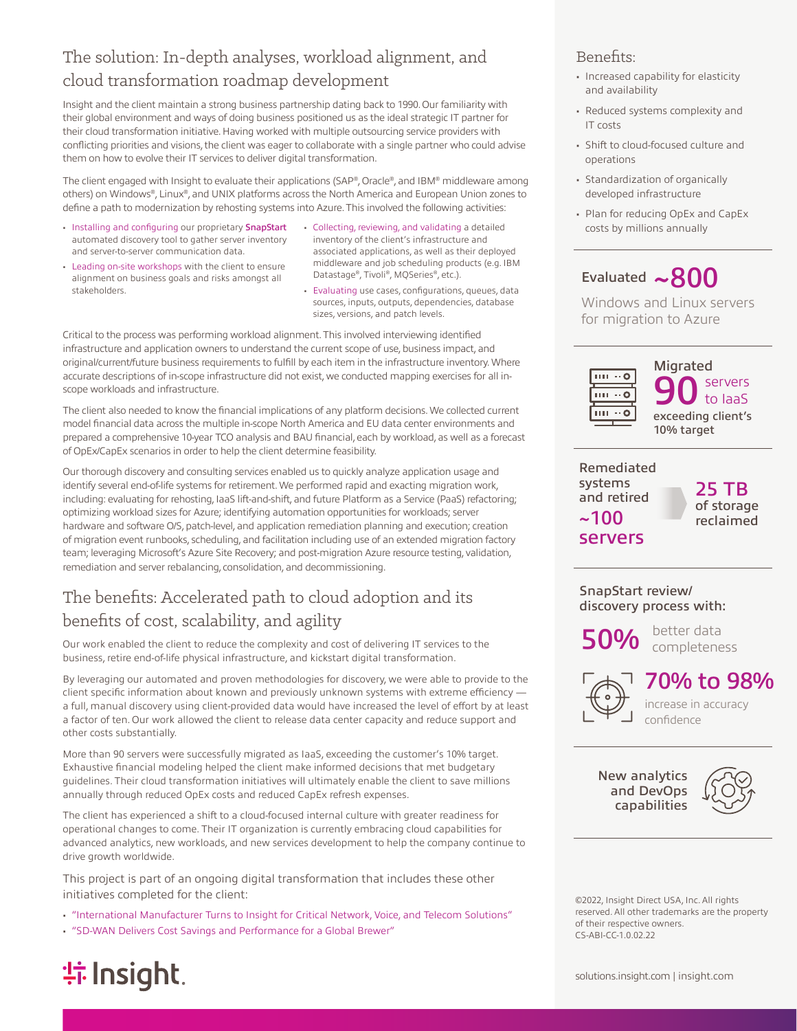## The solution: In-depth analyses, workload alignment, and cloud transformation roadmap development

Insight and the client maintain a strong business partnership dating back to 1990. Our familiarity with their global environment and ways of doing business positioned us as the ideal strategic IT partner for their cloud transformation initiative. Having worked with multiple outsourcing service providers with conflicting priorities and visions, the client was eager to collaborate with a single partner who could advise them on how to evolve their IT services to deliver digital transformation.

The client engaged with Insight to evaluate their applications (SAP®, Oracle®, and IBM® middleware among others) on Windows®, Linux®, and UNIX platforms across the North America and European Union zones to define a path to modernization by rehosting systems into Azure. This involved the following activities:

- Installing and configuring our proprietary **SnapStart** automated discovery tool to gather server inventory and server-to-server communication data.
- Leading on-site workshops with the client to ensure alignment on business goals and risks amongst all stakeholders.
- Collecting, reviewing, and validating a detailed inventory of the client's infrastructure and associated applications, as well as their deployed middleware and job scheduling products (e.g. IBM Datastage®, Tivoli®, MQSeries®, etc.).
- Evaluating use cases, configurations, queues, data sources, inputs, outputs, dependencies, database sizes, versions, and patch levels.

Critical to the process was performing workload alignment. This involved interviewing identified infrastructure and application owners to understand the current scope of use, business impact, and original/current/future business requirements to fulfill by each item in the infrastructure inventory. Where accurate descriptions of in-scope infrastructure did not exist, we conducted mapping exercises for all in-scope workloads and infrastructure.

The client also needed to know the financial implications of any platform decisions. We collected current model financial data across the multiple in-scope North America and EU data center environments and prepared a comprehensive 10-year TCO analysis and BAU financial, each by workload, as well as a forecast of OpEx/CapEx scenarios in order to help the client determine feasibility.

Our thorough discovery and consulting services enabled us to quickly analyze application usage and identify several end-of-life systems for retirement. We performed rapid and exacting migration work, including: evaluating for rehosting, IaaS lift-and-shift, and future Platform as a Service (PaaS) refactoring; optimizing workload sizes for Azure; identifying automation opportunities for workloads; server hardware and software O/S, patch-level, and application remediation planning and execution; creation of migration event runbooks, scheduling, and facilitation including use of an extended migration factory team; leveraging Microsoft's Azure Site Recovery; and post-migration Azure resource testing, validation, remediation and server rebalancing, consolidation, and decommissioning.

## The benefits: Accelerated path to cloud adoption and its benefits of cost, scalability, and agility

Our work enabled the client to reduce the complexity and cost of delivering IT services to the business, retire end-of-life physical infrastructure, and kickstart digital transformation.

By leveraging our automated and proven methodologies for discovery, we were able to provide to the client specific information about known and previously unknown systems with extreme efficiency — a full, manual discovery using client-provided data would have increased the level of effort by at least a factor of ten. Our work allowed the client to release data center capacity and reduce support and other costs substantially.

More than 90 servers were successfully migrated as IaaS, exceeding the customer's 10% target. Exhaustive financial modeling helped the client make informed decisions that met budgetary guidelines. Their cloud transformation initiatives will ultimately enable the client to save millions annually through reduced OpEx costs and reduced CapEx refresh expenses.

The client has experienced a shift to a cloud-focused internal culture with greater readiness for operational changes to come. Their IT organization is currently embracing cloud capabilities for advanced analytics, new workloads, and new services development to help the company continue to drive growth worldwide.

This project is part of an ongoing digital transformation that includes these other initiatives completed for the client:

- "International Manufacturer Turns to Insight for Critical Network, Voice, and Telecom Solutions"
- "SD-WAN Delivers Cost Savings and Performance for a Global Brewer"

## Benefits:

- Increased capability for elasticity and availability
- Reduced systems complexity and IT costs
- Shift to cloud-focused culture and operations
- Standardization of organically developed infrastructure
- Plan for reducing OpEx and CapEx costs by millions annually

Evaluated **~800** Windows and Linux servers for migration to Azure

Migrated **90** servers to IaaS exceeding client's 10% target

Remediated systems and retired **~100 servers**

**25 TB** of storage reclaimed

SnapStart review/ discovery process with:

**50%** better data completeness

**70% to 98%** increase in accuracy confidence

New analytics and DevOps capabilities

©2022, Insight Direct USA, Inc. All rights reserved. All other trademarks are the property of their respective owners. CS-ABI-CC-1.0.02.22

solutions.insight.com | insight.com